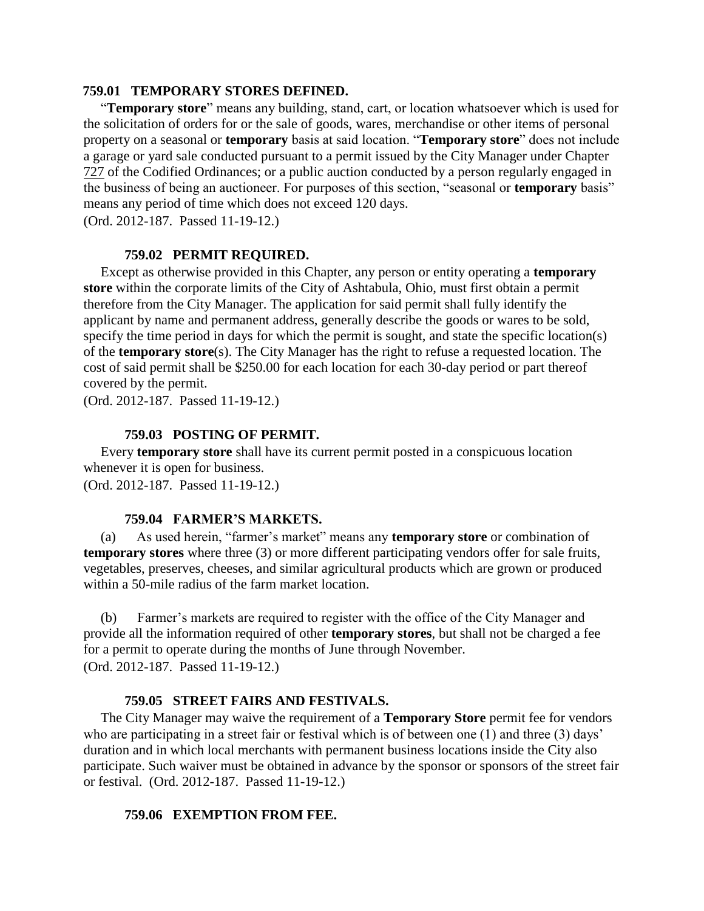## 759.01 TEMPORARY STORES DEFINED.

"**Temporary store**" means any building, stand, cart, or location whatsoever which is used for the solicitation of orders for or the sale of goods, wares, merchandise or other items of personal property on a seasonal or **temporary** basis at said location. "**Temporary store**" does not include a garage or yard sale conducted pursuant to a permit issued by the City Manager under Chapter 727 of the Codified Ordinances; or a public auction conducted by a person regularly engaged in the business of being an auctioneer. For purposes of this section, "seasonal or **temporary** basis" means any period of time which does not exceed 120 days.
(Ord. 2012-187. Passed 11-19-12.)

## 759.02 PERMIT REQUIRED.

Except as otherwise provided in this Chapter, any person or entity operating a **temporary store** within the corporate limits of the City of Ashtabula, Ohio, must first obtain a permit therefore from the City Manager. The application for said permit shall fully identify the applicant by name and permanent address, generally describe the goods or wares to be sold, specify the time period in days for which the permit is sought, and state the specific location(s) of the **temporary store**(s). The City Manager has the right to refuse a requested location. The cost of said permit shall be $250.00 for each location for each 30-day period or part thereof covered by the permit.
(Ord. 2012-187. Passed 11-19-12.)

## 759.03 POSTING OF PERMIT.

Every **temporary store** shall have its current permit posted in a conspicuous location whenever it is open for business.
(Ord. 2012-187. Passed 11-19-12.)

## 759.04 FARMER'S MARKETS.

(a) As used herein, "farmer's market" means any **temporary store** or combination of **temporary stores** where three (3) or more different participating vendors offer for sale fruits, vegetables, preserves, cheeses, and similar agricultural products which are grown or produced within a 50-mile radius of the farm market location.

(b) Farmer's markets are required to register with the office of the City Manager and provide all the information required of other **temporary stores**, but shall not be charged a fee for a permit to operate during the months of June through November.
(Ord. 2012-187. Passed 11-19-12.)

## 759.05 STREET FAIRS AND FESTIVALS.

The City Manager may waive the requirement of a **Temporary Store** permit fee for vendors who are participating in a street fair or festival which is of between one (1) and three (3) days' duration and in which local merchants with permanent business locations inside the City also participate. Such waiver must be obtained in advance by the sponsor or sponsors of the street fair or festival. (Ord. 2012-187. Passed 11-19-12.)

## 759.06 EXEMPTION FROM FEE.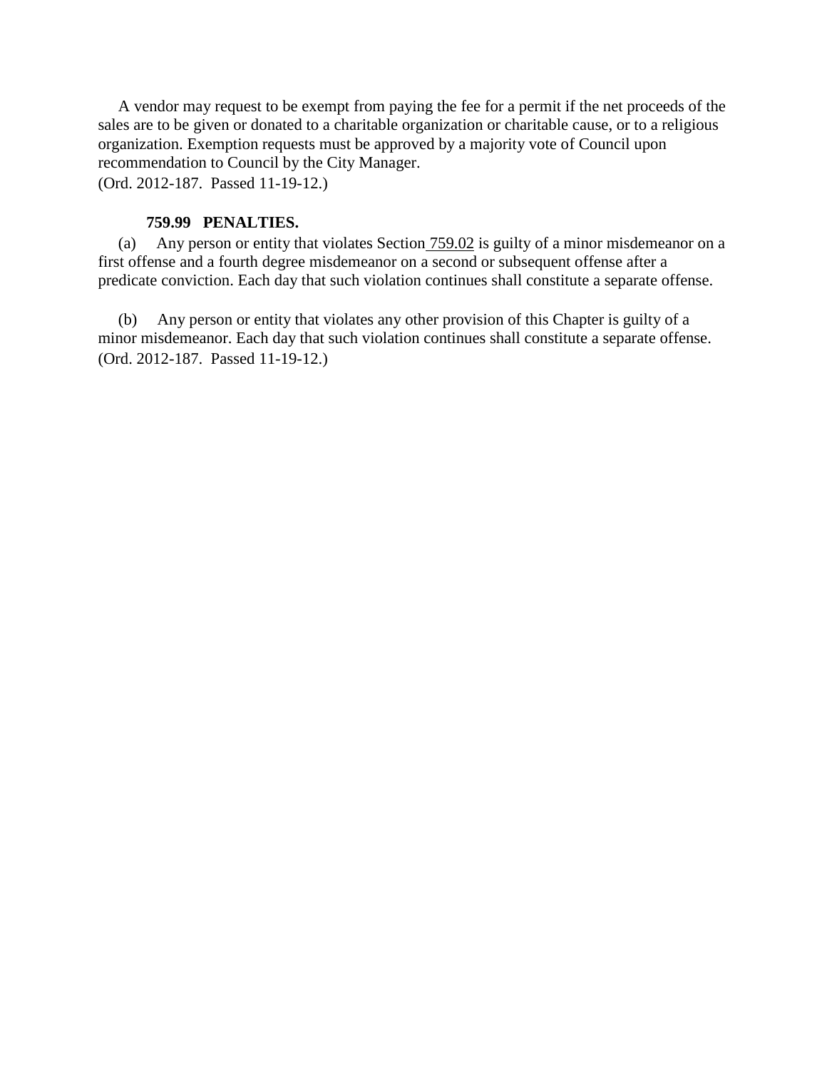A vendor may request to be exempt from paying the fee for a permit if the net proceeds of the sales are to be given or donated to a charitable organization or charitable cause, or to a religious organization. Exemption requests must be approved by a majority vote of Council upon recommendation to Council by the City Manager.
(Ord. 2012-187. Passed 11-19-12.)

**759.99 PENALTIES.**

(a) Any person or entity that violates Section 759.02 is guilty of a minor misdemeanor on a first offense and a fourth degree misdemeanor on a second or subsequent offense after a predicate conviction. Each day that such violation continues shall constitute a separate offense.

(b) Any person or entity that violates any other provision of this Chapter is guilty of a minor misdemeanor. Each day that such violation continues shall constitute a separate offense.
(Ord. 2012-187. Passed 11-19-12.)